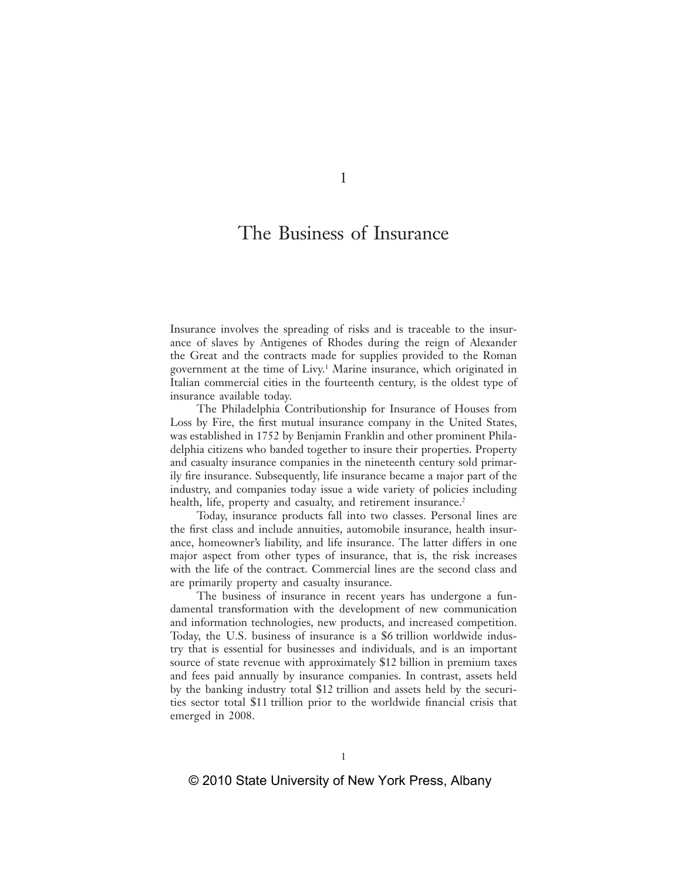# 1

# The Business of Insurance

Insurance involves the spreading of risks and is traceable to the insurance of slaves by Antigenes of Rhodes during the reign of Alexander the Great and the contracts made for supplies provided to the Roman government at the time of Livy.[1] Marine insurance, which originated in Italian commercial cities in the fourteenth century, is the oldest type of insurance available today.

The Philadelphia Contributionship for Insurance of Houses from Loss by Fire, the first mutual insurance company in the United States, was established in 1752 by Benjamin Franklin and other prominent Philadelphia citizens who banded together to insure their properties. Property and casualty insurance companies in the nineteenth century sold primarily fire insurance. Subsequently, life insurance became a major part of the industry, and companies today issue a wide variety of policies including health, life, property and casualty, and retirement insurance.[2]

Today, insurance products fall into two classes. Personal lines are the first class and include annuities, automobile insurance, health insurance, homeowner's liability, and life insurance. The latter differs in one major aspect from other types of insurance, that is, the risk increases with the life of the contract. Commercial lines are the second class and are primarily property and casualty insurance.

The business of insurance in recent years has undergone a fundamental transformation with the development of new communication and information technologies, new products, and increased competition. Today, the U.S. business of insurance is a $6 trillion worldwide industry that is essential for businesses and individuals, and is an important source of state revenue with approximately $12 billion in premium taxes and fees paid annually by insurance companies. In contrast, assets held by the banking industry total $12 trillion and assets held by the securities sector total $11 trillion prior to the worldwide financial crisis that emerged in 2008.

© 2010 State University of New York Press, Albany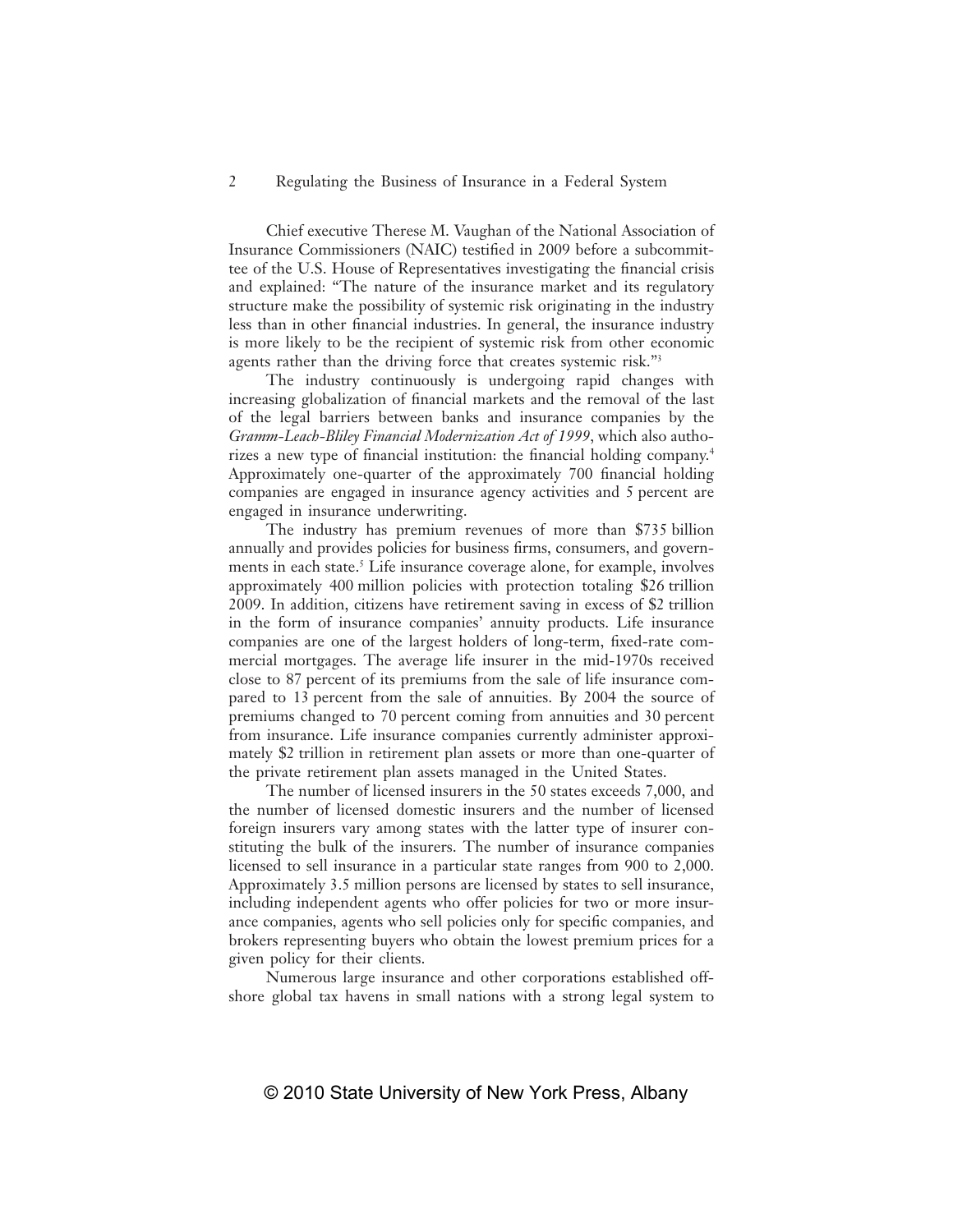Chief executive Therese M. Vaughan of the National Association of Insurance Commissioners (NAIC) testified in 2009 before a subcommittee of the U.S. House of Representatives investigating the financial crisis and explained: "The nature of the insurance market and its regulatory structure make the possibility of systemic risk originating in the industry less than in other financial industries. In general, the insurance industry is more likely to be the recipient of systemic risk from other economic agents rather than the driving force that creates systemic risk."[3]

The industry continuously is undergoing rapid changes with increasing globalization of financial markets and the removal of the last of the legal barriers between banks and insurance companies by the *Gramm-Leach-Bliley Financial Modernization Act of 1999*, which also authorizes a new type of financial institution: the financial holding company.[4] Approximately one-quarter of the approximately 700 financial holding companies are engaged in insurance agency activities and 5 percent are engaged in insurance underwriting.

The industry has premium revenues of more than $735 billion annually and provides policies for business firms, consumers, and governments in each state.[5] Life insurance coverage alone, for example, involves approximately 400 million policies with protection totaling $26 trillion 2009. In addition, citizens have retirement saving in excess of $2 trillion in the form of insurance companies' annuity products. Life insurance companies are one of the largest holders of long-term, fixed-rate commercial mortgages. The average life insurer in the mid-1970s received close to 87 percent of its premiums from the sale of life insurance compared to 13 percent from the sale of annuities. By 2004 the source of premiums changed to 70 percent coming from annuities and 30 percent from insurance. Life insurance companies currently administer approximately $2 trillion in retirement plan assets or more than one-quarter of the private retirement plan assets managed in the United States.

The number of licensed insurers in the 50 states exceeds 7,000, and the number of licensed domestic insurers and the number of licensed foreign insurers vary among states with the latter type of insurer constituting the bulk of the insurers. The number of insurance companies licensed to sell insurance in a particular state ranges from 900 to 2,000. Approximately 3.5 million persons are licensed by states to sell insurance, including independent agents who offer policies for two or more insurance companies, agents who sell policies only for specific companies, and brokers representing buyers who obtain the lowest premium prices for a given policy for their clients.

Numerous large insurance and other corporations established offshore global tax havens in small nations with a strong legal system to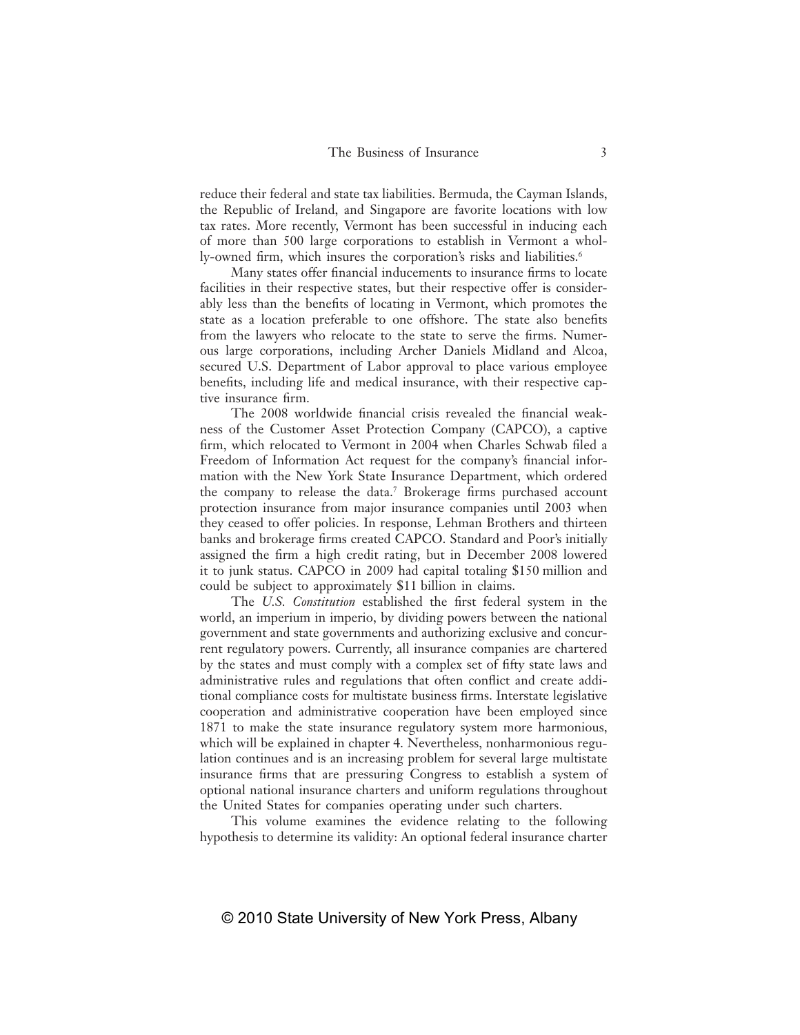reduce their federal and state tax liabilities. Bermuda, the Cayman Islands, the Republic of Ireland, and Singapore are favorite locations with low tax rates. More recently, Vermont has been successful in inducing each of more than 500 large corporations to establish in Vermont a wholly-owned firm, which insures the corporation's risks and liabilities.[6]

Many states offer financial inducements to insurance firms to locate facilities in their respective states, but their respective offer is considerably less than the benefits of locating in Vermont, which promotes the state as a location preferable to one offshore. The state also benefits from the lawyers who relocate to the state to serve the firms. Numerous large corporations, including Archer Daniels Midland and Alcoa, secured U.S. Department of Labor approval to place various employee benefits, including life and medical insurance, with their respective captive insurance firm.

The 2008 worldwide financial crisis revealed the financial weakness of the Customer Asset Protection Company (CAPCO), a captive firm, which relocated to Vermont in 2004 when Charles Schwab filed a Freedom of Information Act request for the company's financial information with the New York State Insurance Department, which ordered the company to release the data.[7] Brokerage firms purchased account protection insurance from major insurance companies until 2003 when they ceased to offer policies. In response, Lehman Brothers and thirteen banks and brokerage firms created CAPCO. Standard and Poor's initially assigned the firm a high credit rating, but in December 2008 lowered it to junk status. CAPCO in 2009 had capital totaling $150 million and could be subject to approximately $11 billion in claims.

The *U.S. Constitution* established the first federal system in the world, an imperium in imperio, by dividing powers between the national government and state governments and authorizing exclusive and concurrent regulatory powers. Currently, all insurance companies are chartered by the states and must comply with a complex set of fifty state laws and administrative rules and regulations that often conflict and create additional compliance costs for multistate business firms. Interstate legislative cooperation and administrative cooperation have been employed since 1871 to make the state insurance regulatory system more harmonious, which will be explained in chapter 4. Nevertheless, nonharmonious regulation continues and is an increasing problem for several large multistate insurance firms that are pressuring Congress to establish a system of optional national insurance charters and uniform regulations throughout the United States for companies operating under such charters.

This volume examines the evidence relating to the following hypothesis to determine its validity: An optional federal insurance charter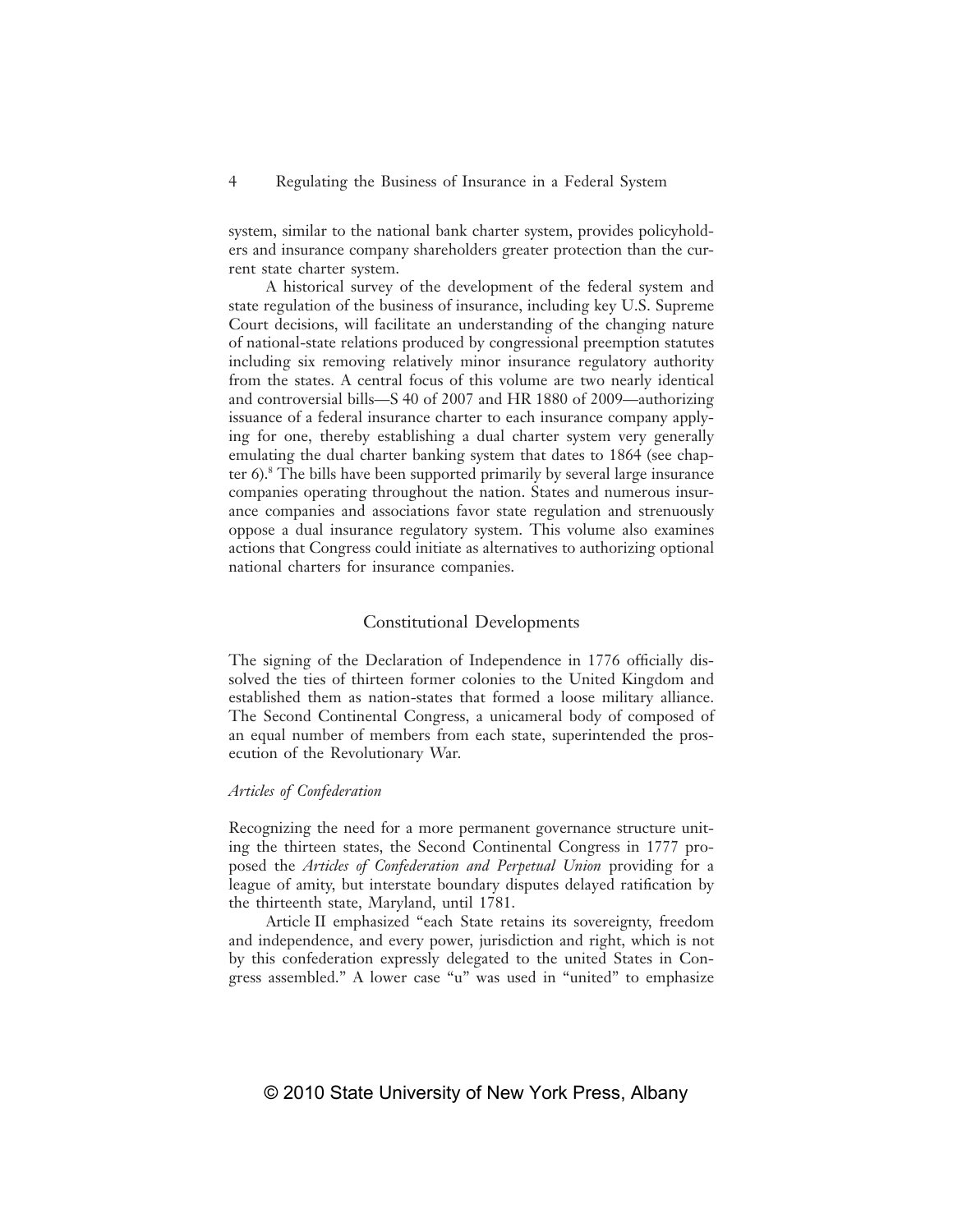system, similar to the national bank charter system, provides policyholders and insurance company shareholders greater protection than the current state charter system.

A historical survey of the development of the federal system and state regulation of the business of insurance, including key U.S. Supreme Court decisions, will facilitate an understanding of the changing nature of national-state relations produced by congressional preemption statutes including six removing relatively minor insurance regulatory authority from the states. A central focus of this volume are two nearly identical and controversial bills—S 40 of 2007 and HR 1880 of 2009—authorizing issuance of a federal insurance charter to each insurance company applying for one, thereby establishing a dual charter system very generally emulating the dual charter banking system that dates to 1864 (see chapter 6).[8] The bills have been supported primarily by several large insurance companies operating throughout the nation. States and numerous insurance companies and associations favor state regulation and strenuously oppose a dual insurance regulatory system. This volume also examines actions that Congress could initiate as alternatives to authorizing optional national charters for insurance companies.

## Constitutional Developments

The signing of the Declaration of Independence in 1776 officially dissolved the ties of thirteen former colonies to the United Kingdom and established them as nation-states that formed a loose military alliance. The Second Continental Congress, a unicameral body of composed of an equal number of members from each state, superintended the prosecution of the Revolutionary War.

### *Articles of Confederation*

Recognizing the need for a more permanent governance structure uniting the thirteen states, the Second Continental Congress in 1777 proposed the *Articles of Confederation and Perpetual Union* providing for a league of amity, but interstate boundary disputes delayed ratification by the thirteenth state, Maryland, until 1781.

Article II emphasized "each State retains its sovereignty, freedom and independence, and every power, jurisdiction and right, which is not by this confederation expressly delegated to the united States in Congress assembled." A lower case "u" was used in "united" to emphasize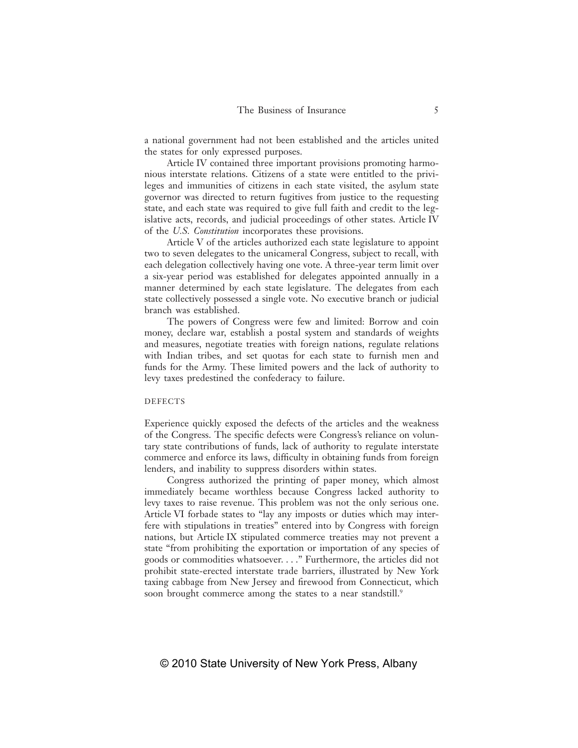a national government had not been established and the articles united the states for only expressed purposes.

Article IV contained three important provisions promoting harmonious interstate relations. Citizens of a state were entitled to the privileges and immunities of citizens in each state visited, the asylum state governor was directed to return fugitives from justice to the requesting state, and each state was required to give full faith and credit to the legislative acts, records, and judicial proceedings of other states. Article IV of the *U.S. Constitution* incorporates these provisions.

Article V of the articles authorized each state legislature to appoint two to seven delegates to the unicameral Congress, subject to recall, with each delegation collectively having one vote. A three-year term limit over a six-year period was established for delegates appointed annually in a manner determined by each state legislature. The delegates from each state collectively possessed a single vote. No executive branch or judicial branch was established.

The powers of Congress were few and limited: Borrow and coin money, declare war, establish a postal system and standards of weights and measures, negotiate treaties with foreign nations, regulate relations with Indian tribes, and set quotas for each state to furnish men and funds for the Army. These limited powers and the lack of authority to levy taxes predestined the confederacy to failure.

## DEFECTS

Experience quickly exposed the defects of the articles and the weakness of the Congress. The specific defects were Congress's reliance on voluntary state contributions of funds, lack of authority to regulate interstate commerce and enforce its laws, difficulty in obtaining funds from foreign lenders, and inability to suppress disorders within states.

Congress authorized the printing of paper money, which almost immediately became worthless because Congress lacked authority to levy taxes to raise revenue. This problem was not the only serious one. Article VI forbade states to "lay any imposts or duties which may interfere with stipulations in treaties" entered into by Congress with foreign nations, but Article IX stipulated commerce treaties may not prevent a state "from prohibiting the exportation or importation of any species of goods or commodities whatsoever. . . ." Furthermore, the articles did not prohibit state-erected interstate trade barriers, illustrated by New York taxing cabbage from New Jersey and firewood from Connecticut, which soon brought commerce among the states to a near standstill.[9]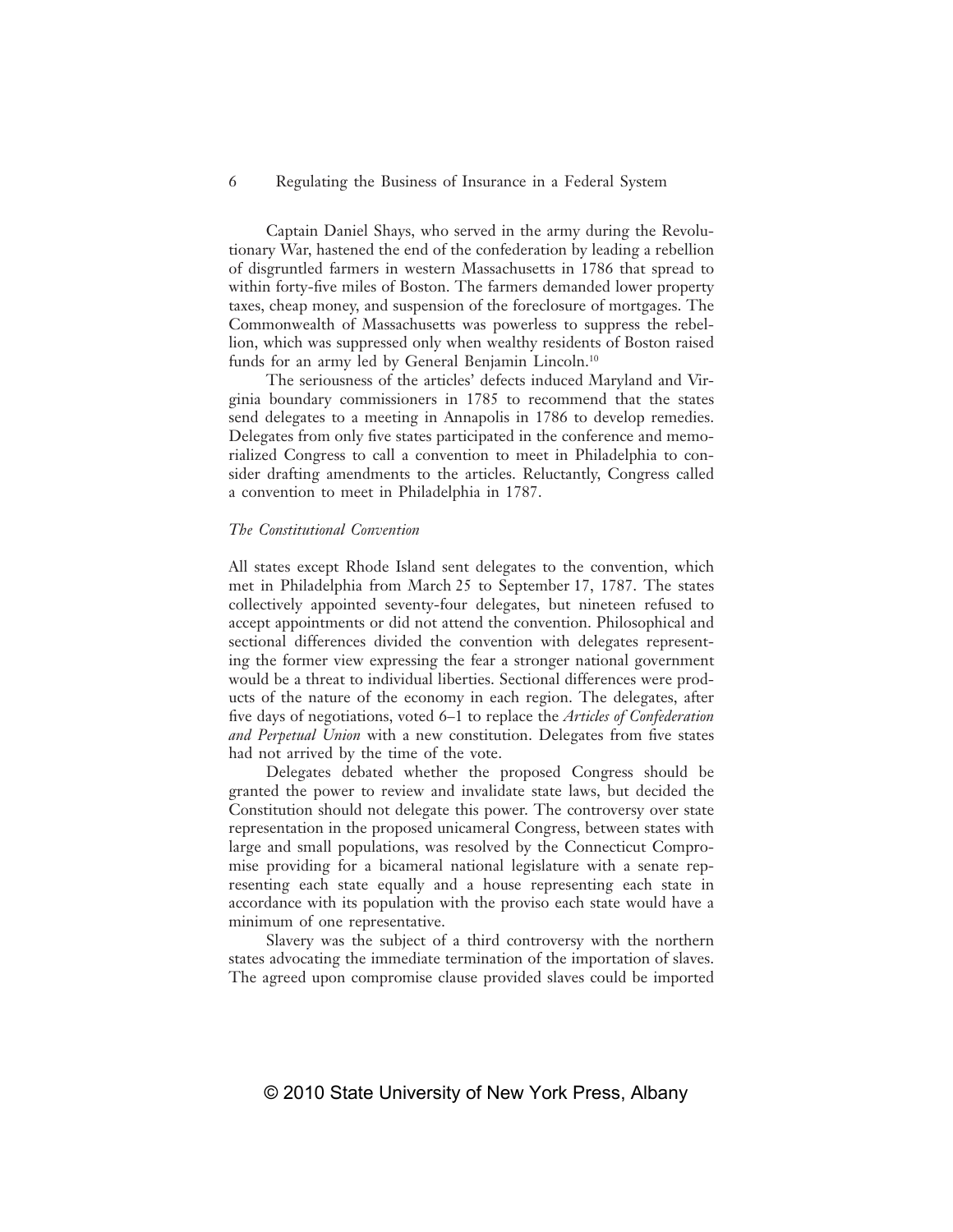Captain Daniel Shays, who served in the army during the Revolutionary War, hastened the end of the confederation by leading a rebellion of disgruntled farmers in western Massachusetts in 1786 that spread to within forty-five miles of Boston. The farmers demanded lower property taxes, cheap money, and suspension of the foreclosure of mortgages. The Commonwealth of Massachusetts was powerless to suppress the rebellion, which was suppressed only when wealthy residents of Boston raised funds for an army led by General Benjamin Lincoln.[10]

The seriousness of the articles' defects induced Maryland and Virginia boundary commissioners in 1785 to recommend that the states send delegates to a meeting in Annapolis in 1786 to develop remedies. Delegates from only five states participated in the conference and memorialized Congress to call a convention to meet in Philadelphia to consider drafting amendments to the articles. Reluctantly, Congress called a convention to meet in Philadelphia in 1787.

### *The Constitutional Convention*

All states except Rhode Island sent delegates to the convention, which met in Philadelphia from March 25 to September 17, 1787. The states collectively appointed seventy-four delegates, but nineteen refused to accept appointments or did not attend the convention. Philosophical and sectional differences divided the convention with delegates representing the former view expressing the fear a stronger national government would be a threat to individual liberties. Sectional differences were products of the nature of the economy in each region. The delegates, after five days of negotiations, voted 6–1 to replace the *Articles of Confederation and Perpetual Union* with a new constitution. Delegates from five states had not arrived by the time of the vote.

Delegates debated whether the proposed Congress should be granted the power to review and invalidate state laws, but decided the Constitution should not delegate this power. The controversy over state representation in the proposed unicameral Congress, between states with large and small populations, was resolved by the Connecticut Compromise providing for a bicameral national legislature with a senate representing each state equally and a house representing each state in accordance with its population with the proviso each state would have a minimum of one representative.

Slavery was the subject of a third controversy with the northern states advocating the immediate termination of the importation of slaves. The agreed upon compromise clause provided slaves could be imported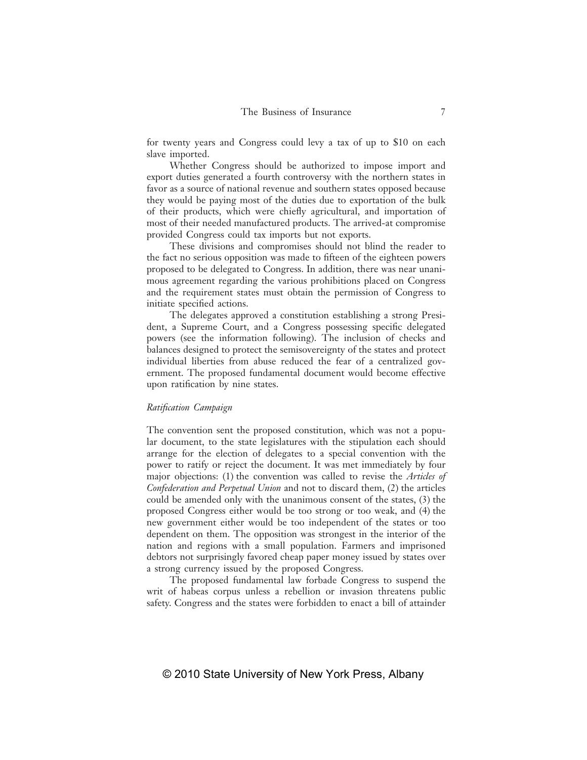for twenty years and Congress could levy a tax of up to $10 on each slave imported.

Whether Congress should be authorized to impose import and export duties generated a fourth controversy with the northern states in favor as a source of national revenue and southern states opposed because they would be paying most of the duties due to exportation of the bulk of their products, which were chiefly agricultural, and importation of most of their needed manufactured products. The arrived-at compromise provided Congress could tax imports but not exports.

These divisions and compromises should not blind the reader to the fact no serious opposition was made to fifteen of the eighteen powers proposed to be delegated to Congress. In addition, there was near unanimous agreement regarding the various prohibitions placed on Congress and the requirement states must obtain the permission of Congress to initiate specified actions.

The delegates approved a constitution establishing a strong President, a Supreme Court, and a Congress possessing specific delegated powers (see the information following). The inclusion of checks and balances designed to protect the semisovereignty of the states and protect individual liberties from abuse reduced the fear of a centralized government. The proposed fundamental document would become effective upon ratification by nine states.

### *Ratification Campaign*

The convention sent the proposed constitution, which was not a popular document, to the state legislatures with the stipulation each should arrange for the election of delegates to a special convention with the power to ratify or reject the document. It was met immediately by four major objections: (1) the convention was called to revise the *Articles of Confederation and Perpetual Union* and not to discard them, (2) the articles could be amended only with the unanimous consent of the states, (3) the proposed Congress either would be too strong or too weak, and (4) the new government either would be too independent of the states or too dependent on them. The opposition was strongest in the interior of the nation and regions with a small population. Farmers and imprisoned debtors not surprisingly favored cheap paper money issued by states over a strong currency issued by the proposed Congress.

The proposed fundamental law forbade Congress to suspend the writ of habeas corpus unless a rebellion or invasion threatens public safety. Congress and the states were forbidden to enact a bill of attainder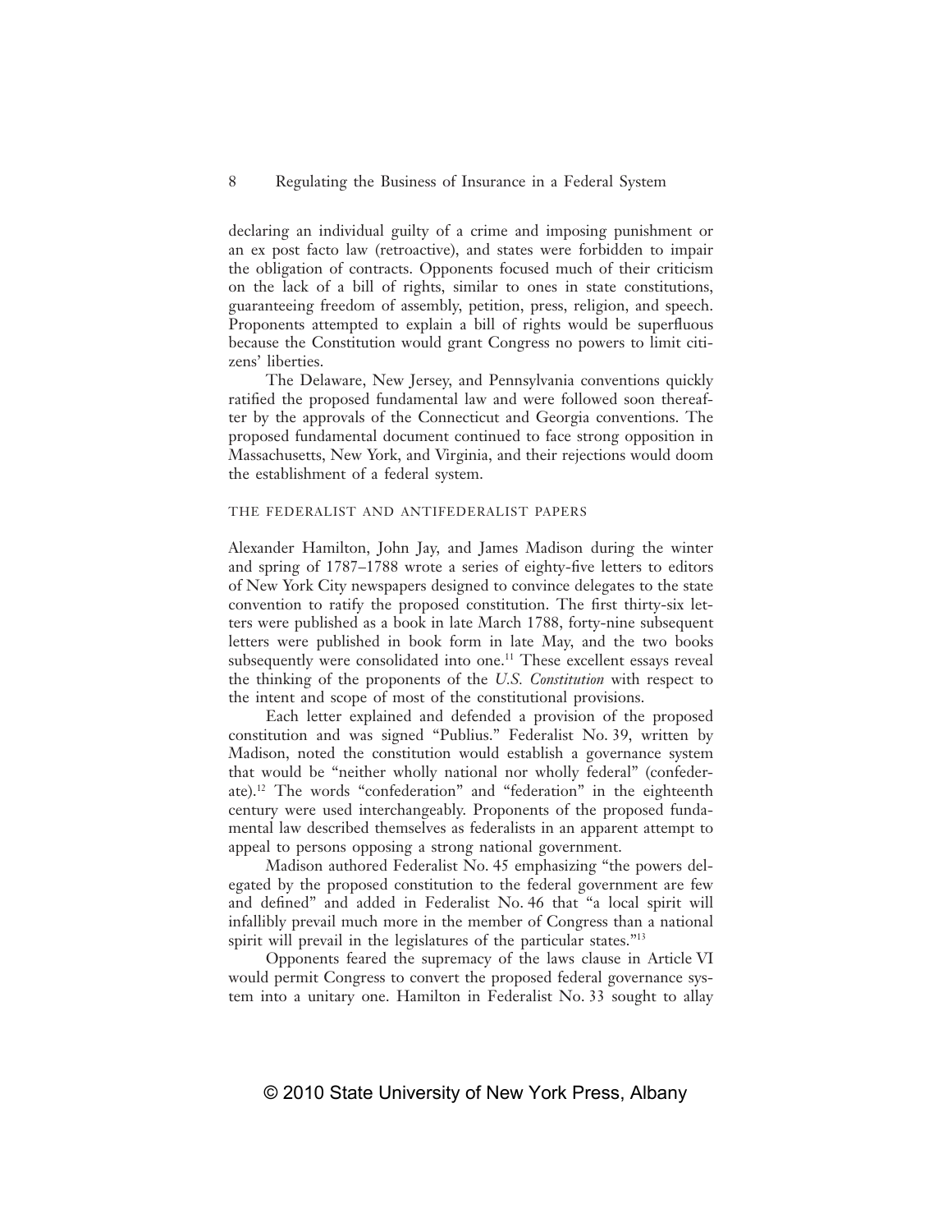declaring an individual guilty of a crime and imposing punishment or an ex post facto law (retroactive), and states were forbidden to impair the obligation of contracts. Opponents focused much of their criticism on the lack of a bill of rights, similar to ones in state constitutions, guaranteeing freedom of assembly, petition, press, religion, and speech. Proponents attempted to explain a bill of rights would be superfluous because the Constitution would grant Congress no powers to limit citizens' liberties.

The Delaware, New Jersey, and Pennsylvania conventions quickly ratified the proposed fundamental law and were followed soon thereafter by the approvals of the Connecticut and Georgia conventions. The proposed fundamental document continued to face strong opposition in Massachusetts, New York, and Virginia, and their rejections would doom the establishment of a federal system.

## THE FEDERALIST AND ANTIFEDERALIST PAPERS

Alexander Hamilton, John Jay, and James Madison during the winter and spring of 1787–1788 wrote a series of eighty-five letters to editors of New York City newspapers designed to convince delegates to the state convention to ratify the proposed constitution. The first thirty-six letters were published as a book in late March 1788, forty-nine subsequent letters were published in book form in late May, and the two books subsequently were consolidated into one.[11] These excellent essays reveal the thinking of the proponents of the *U.S. Constitution* with respect to the intent and scope of most of the constitutional provisions.

Each letter explained and defended a provision of the proposed constitution and was signed "Publius." Federalist No. 39, written by Madison, noted the constitution would establish a governance system that would be "neither wholly national nor wholly federal" (confederate).[12] The words "confederation" and "federation" in the eighteenth century were used interchangeably. Proponents of the proposed fundamental law described themselves as federalists in an apparent attempt to appeal to persons opposing a strong national government.

Madison authored Federalist No. 45 emphasizing "the powers delegated by the proposed constitution to the federal government are few and defined" and added in Federalist No. 46 that "a local spirit will infallibly prevail much more in the member of Congress than a national spirit will prevail in the legislatures of the particular states."[13]

Opponents feared the supremacy of the laws clause in Article VI would permit Congress to convert the proposed federal governance system into a unitary one. Hamilton in Federalist No. 33 sought to allay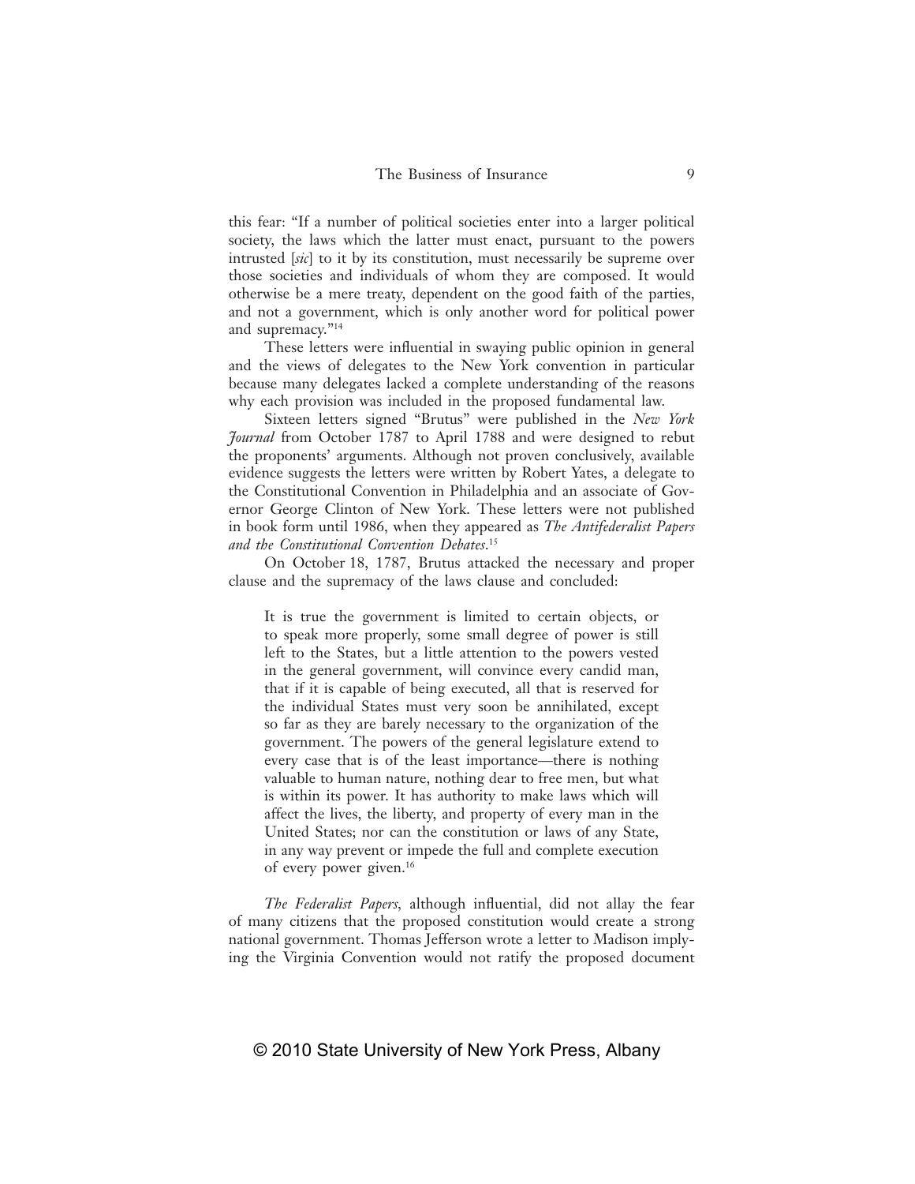this fear: "If a number of political societies enter into a larger political society, the laws which the latter must enact, pursuant to the powers intrusted [*sic*] to it by its constitution, must necessarily be supreme over those societies and individuals of whom they are composed. It would otherwise be a mere treaty, dependent on the good faith of the parties, and not a government, which is only another word for political power and supremacy."[14]

These letters were influential in swaying public opinion in general and the views of delegates to the New York convention in particular because many delegates lacked a complete understanding of the reasons why each provision was included in the proposed fundamental law.

Sixteen letters signed "Brutus" were published in the *New York Journal* from October 1787 to April 1788 and were designed to rebut the proponents' arguments. Although not proven conclusively, available evidence suggests the letters were written by Robert Yates, a delegate to the Constitutional Convention in Philadelphia and an associate of Governor George Clinton of New York. These letters were not published in book form until 1986, when they appeared as *The Antifederalist Papers and the Constitutional Convention Debates*.[15]

On October 18, 1787, Brutus attacked the necessary and proper clause and the supremacy of the laws clause and concluded:

> It is true the government is limited to certain objects, or to speak more properly, some small degree of power is still left to the States, but a little attention to the powers vested in the general government, will convince every candid man, that if it is capable of being executed, all that is reserved for the individual States must very soon be annihilated, except so far as they are barely necessary to the organization of the government. The powers of the general legislature extend to every case that is of the least importance—there is nothing valuable to human nature, nothing dear to free men, but what is within its power. It has authority to make laws which will affect the lives, the liberty, and property of every man in the United States; nor can the constitution or laws of any State, in any way prevent or impede the full and complete execution of every power given.[16]

*The Federalist Papers*, although influential, did not allay the fear of many citizens that the proposed constitution would create a strong national government. Thomas Jefferson wrote a letter to Madison implying the Virginia Convention would not ratify the proposed document

© 2010 State University of New York Press, Albany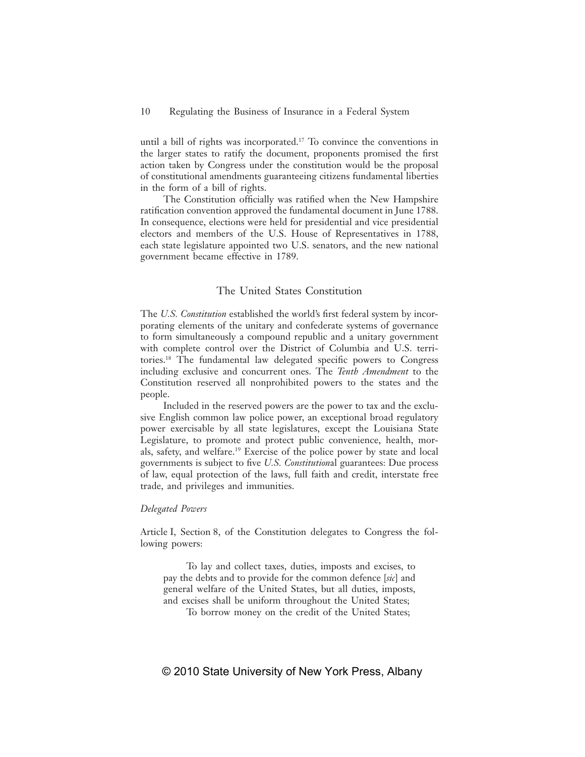until a bill of rights was incorporated.[17] To convince the conventions in the larger states to ratify the document, proponents promised the first action taken by Congress under the constitution would be the proposal of constitutional amendments guaranteeing citizens fundamental liberties in the form of a bill of rights.

The Constitution officially was ratified when the New Hampshire ratification convention approved the fundamental document in June 1788. In consequence, elections were held for presidential and vice presidential electors and members of the U.S. House of Representatives in 1788, each state legislature appointed two U.S. senators, and the new national government became effective in 1789.

## The United States Constitution

The *U.S. Constitution* established the world's first federal system by incorporating elements of the unitary and confederate systems of governance to form simultaneously a compound republic and a unitary government with complete control over the District of Columbia and U.S. territories.[18] The fundamental law delegated specific powers to Congress including exclusive and concurrent ones. The *Tenth Amendment* to the Constitution reserved all nonprohibited powers to the states and the people.

Included in the reserved powers are the power to tax and the exclusive English common law police power, an exceptional broad regulatory power exercisable by all state legislatures, except the Louisiana State Legislature, to promote and protect public convenience, health, morals, safety, and welfare.[19] Exercise of the police power by state and local governments is subject to five *U.S. Constitution*al guarantees: Due process of law, equal protection of the laws, full faith and credit, interstate free trade, and privileges and immunities.

### *Delegated Powers*

Article I, Section 8, of the Constitution delegates to Congress the following powers:

> To lay and collect taxes, duties, imposts and excises, to pay the debts and to provide for the common defence [*sic*] and general welfare of the United States, but all duties, imposts, and excises shall be uniform throughout the United States;
>
> To borrow money on the credit of the United States;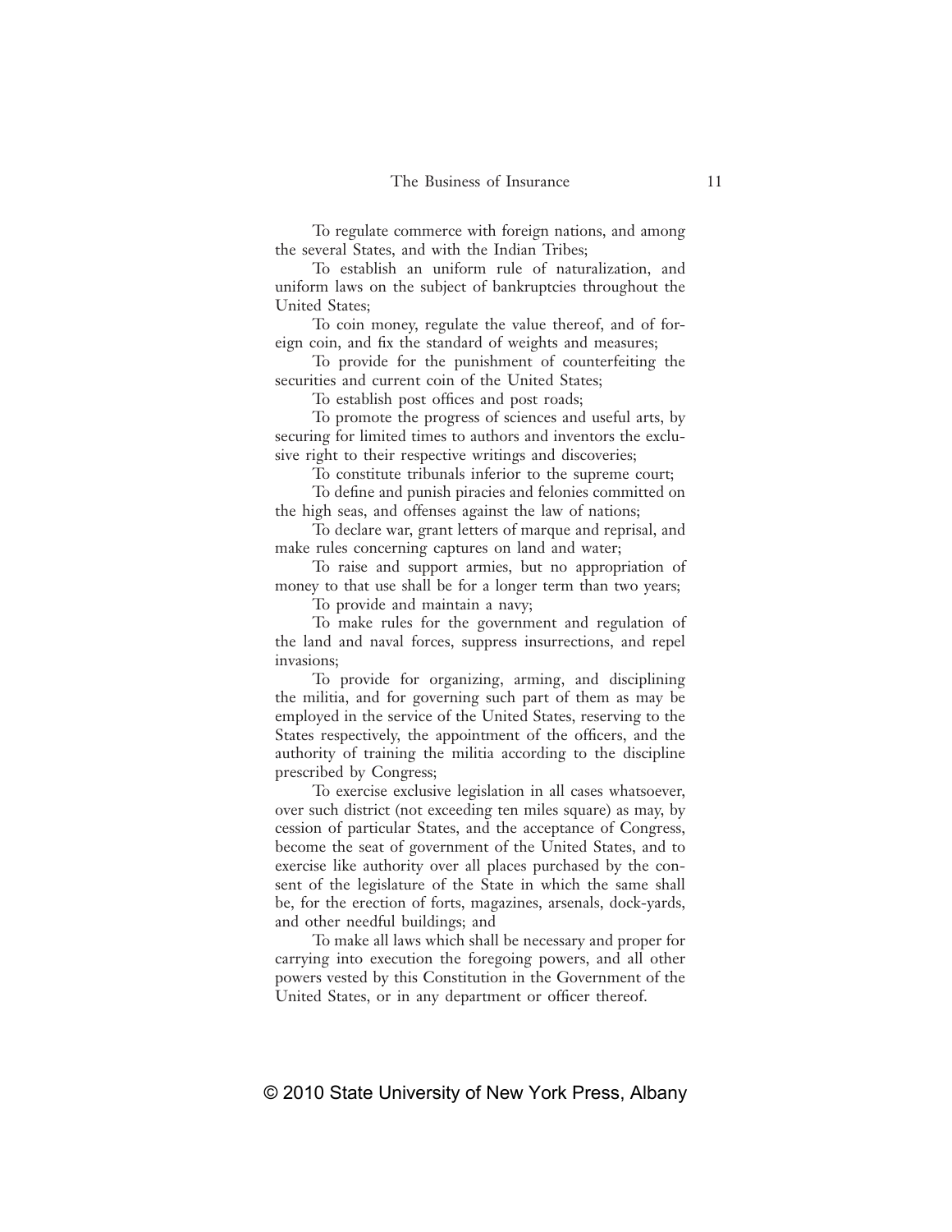To regulate commerce with foreign nations, and among the several States, and with the Indian Tribes;

To establish an uniform rule of naturalization, and uniform laws on the subject of bankruptcies throughout the United States;

To coin money, regulate the value thereof, and of foreign coin, and fix the standard of weights and measures;

To provide for the punishment of counterfeiting the securities and current coin of the United States;

To establish post offices and post roads;

To promote the progress of sciences and useful arts, by securing for limited times to authors and inventors the exclusive right to their respective writings and discoveries;

To constitute tribunals inferior to the supreme court;

To define and punish piracies and felonies committed on the high seas, and offenses against the law of nations;

To declare war, grant letters of marque and reprisal, and make rules concerning captures on land and water;

To raise and support armies, but no appropriation of money to that use shall be for a longer term than two years;

To provide and maintain a navy;

To make rules for the government and regulation of the land and naval forces, suppress insurrections, and repel invasions;

To provide for organizing, arming, and disciplining the militia, and for governing such part of them as may be employed in the service of the United States, reserving to the States respectively, the appointment of the officers, and the authority of training the militia according to the discipline prescribed by Congress;

To exercise exclusive legislation in all cases whatsoever, over such district (not exceeding ten miles square) as may, by cession of particular States, and the acceptance of Congress, become the seat of government of the United States, and to exercise like authority over all places purchased by the consent of the legislature of the State in which the same shall be, for the erection of forts, magazines, arsenals, dock-yards, and other needful buildings; and

To make all laws which shall be necessary and proper for carrying into execution the foregoing powers, and all other powers vested by this Constitution in the Government of the United States, or in any department or officer thereof.

© 2010 State University of New York Press, Albany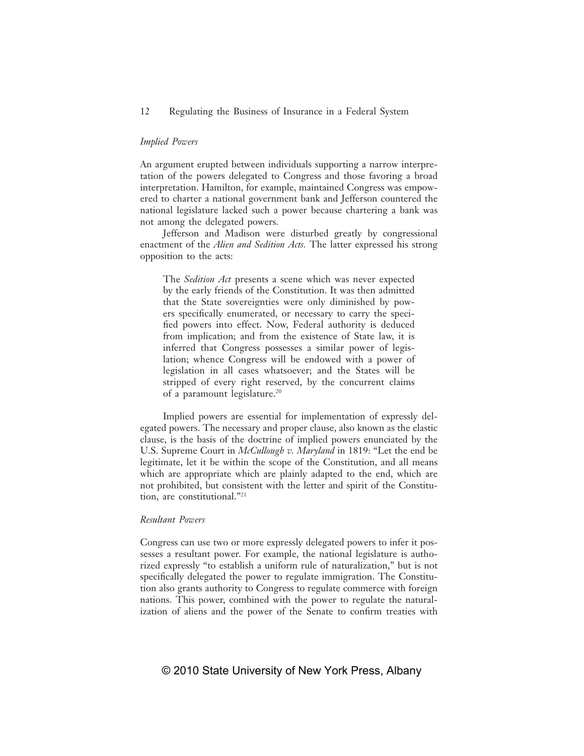### *Implied Powers*

An argument erupted between individuals supporting a narrow interpretation of the powers delegated to Congress and those favoring a broad interpretation. Hamilton, for example, maintained Congress was empowered to charter a national government bank and Jefferson countered the national legislature lacked such a power because chartering a bank was not among the delegated powers.

Jefferson and Madison were disturbed greatly by congressional enactment of the *Alien and Sedition Acts.* The latter expressed his strong opposition to the acts:

> The *Sedition Act* presents a scene which was never expected by the early friends of the Constitution. It was then admitted that the State sovereignties were only diminished by powers specifically enumerated, or necessary to carry the specified powers into effect. Now, Federal authority is deduced from implication; and from the existence of State law, it is inferred that Congress possesses a similar power of legislation; whence Congress will be endowed with a power of legislation in all cases whatsoever; and the States will be stripped of every right reserved, by the concurrent claims of a paramount legislature.[20]

Implied powers are essential for implementation of expressly delegated powers. The necessary and proper clause, also known as the elastic clause, is the basis of the doctrine of implied powers enunciated by the U.S. Supreme Court in *McCullough v. Maryland* in 1819: "Let the end be legitimate, let it be within the scope of the Constitution, and all means which are appropriate which are plainly adapted to the end, which are not prohibited, but consistent with the letter and spirit of the Constitution, are constitutional."[21]

### *Resultant Powers*

Congress can use two or more expressly delegated powers to infer it possesses a resultant power. For example, the national legislature is authorized expressly "to establish a uniform rule of naturalization," but is not specifically delegated the power to regulate immigration. The Constitution also grants authority to Congress to regulate commerce with foreign nations. This power, combined with the power to regulate the naturalization of aliens and the power of the Senate to confirm treaties with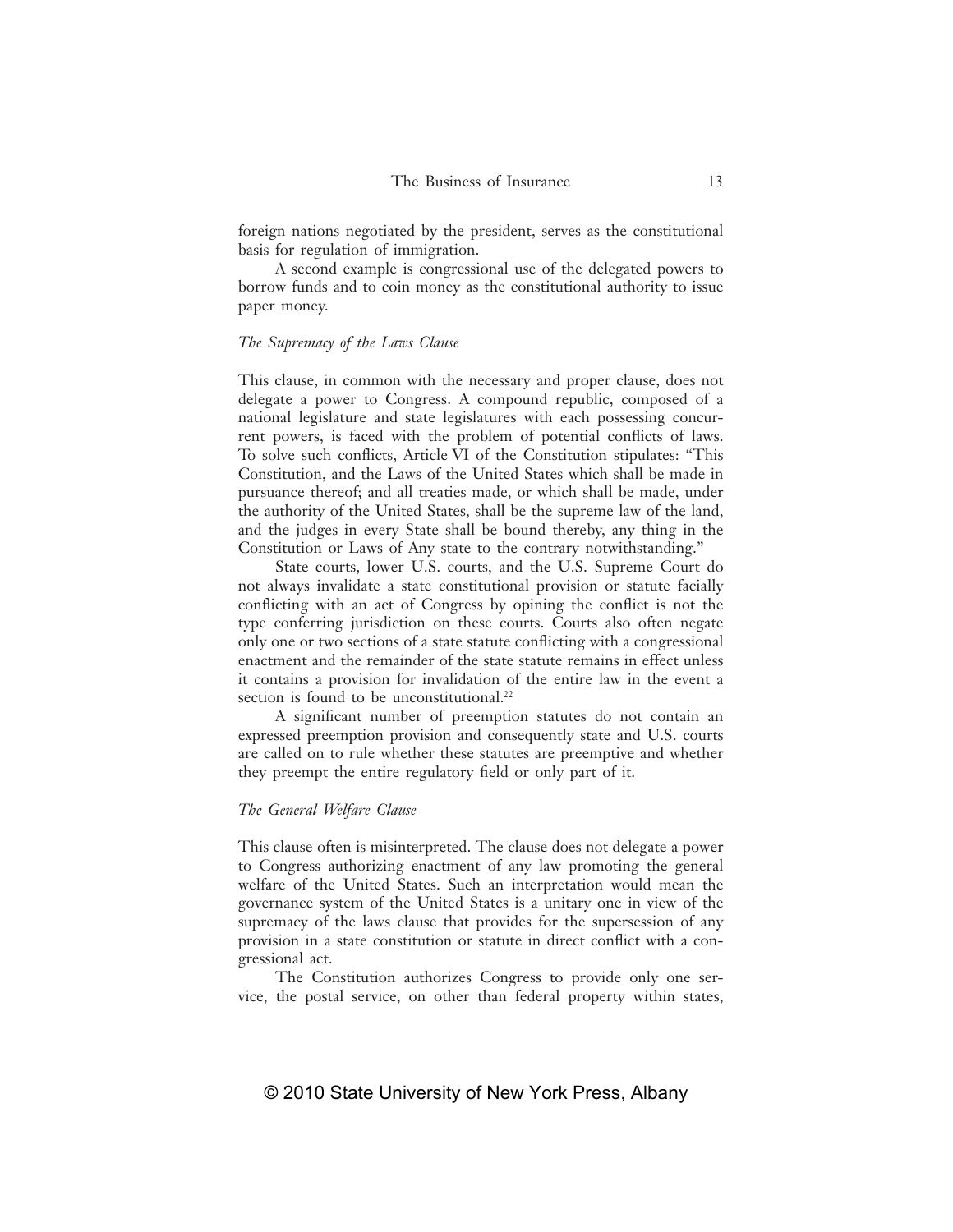foreign nations negotiated by the president, serves as the constitutional basis for regulation of immigration.

A second example is congressional use of the delegated powers to borrow funds and to coin money as the constitutional authority to issue paper money.

### *The Supremacy of the Laws Clause*

This clause, in common with the necessary and proper clause, does not delegate a power to Congress. A compound republic, composed of a national legislature and state legislatures with each possessing concurrent powers, is faced with the problem of potential conflicts of laws. To solve such conflicts, Article VI of the Constitution stipulates: "This Constitution, and the Laws of the United States which shall be made in pursuance thereof; and all treaties made, or which shall be made, under the authority of the United States, shall be the supreme law of the land, and the judges in every State shall be bound thereby, any thing in the Constitution or Laws of Any state to the contrary notwithstanding."

State courts, lower U.S. courts, and the U.S. Supreme Court do not always invalidate a state constitutional provision or statute facially conflicting with an act of Congress by opining the conflict is not the type conferring jurisdiction on these courts. Courts also often negate only one or two sections of a state statute conflicting with a congressional enactment and the remainder of the state statute remains in effect unless it contains a provision for invalidation of the entire law in the event a section is found to be unconstitutional.[22]

A significant number of preemption statutes do not contain an expressed preemption provision and consequently state and U.S. courts are called on to rule whether these statutes are preemptive and whether they preempt the entire regulatory field or only part of it.

### *The General Welfare Clause*

This clause often is misinterpreted. The clause does not delegate a power to Congress authorizing enactment of any law promoting the general welfare of the United States. Such an interpretation would mean the governance system of the United States is a unitary one in view of the supremacy of the laws clause that provides for the supersession of any provision in a state constitution or statute in direct conflict with a congressional act.

The Constitution authorizes Congress to provide only one service, the postal service, on other than federal property within states,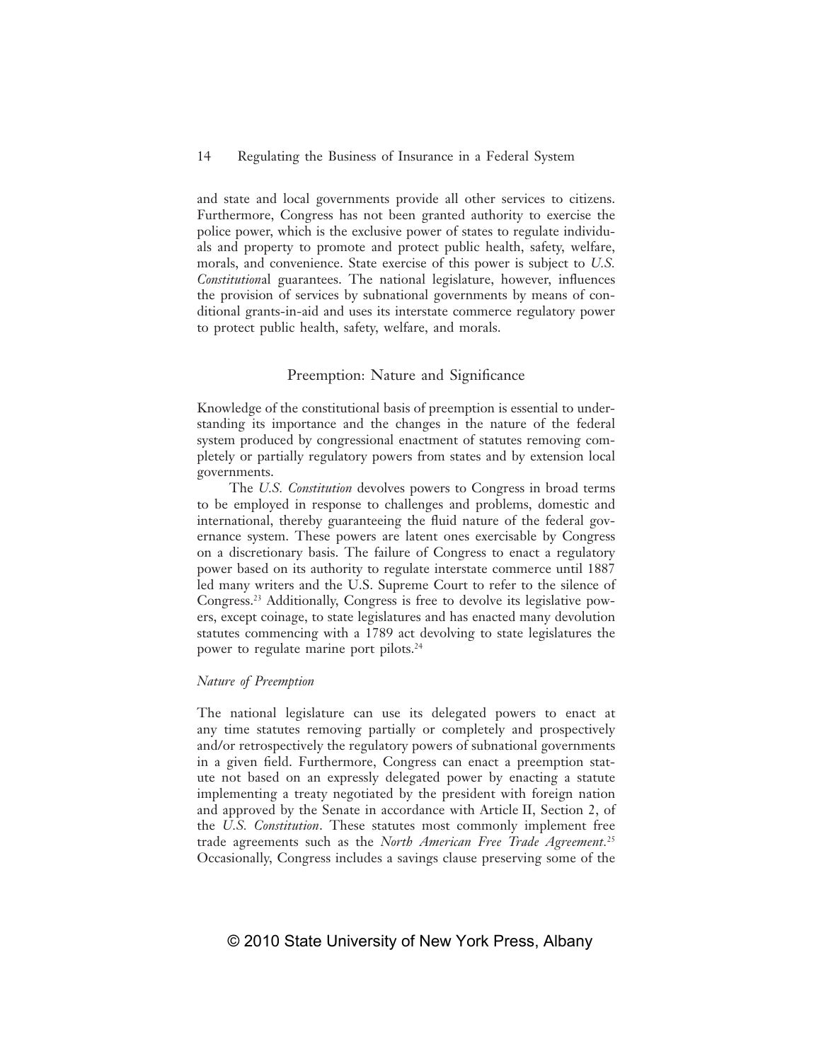and state and local governments provide all other services to citizens. Furthermore, Congress has not been granted authority to exercise the police power, which is the exclusive power of states to regulate individuals and property to promote and protect public health, safety, welfare, morals, and convenience. State exercise of this power is subject to *U.S. Constitution*al guarantees. The national legislature, however, influences the provision of services by subnational governments by means of conditional grants-in-aid and uses its interstate commerce regulatory power to protect public health, safety, welfare, and morals.

## Preemption: Nature and Significance

Knowledge of the constitutional basis of preemption is essential to understanding its importance and the changes in the nature of the federal system produced by congressional enactment of statutes removing completely or partially regulatory powers from states and by extension local governments.

The *U.S. Constitution* devolves powers to Congress in broad terms to be employed in response to challenges and problems, domestic and international, thereby guaranteeing the fluid nature of the federal governance system. These powers are latent ones exercisable by Congress on a discretionary basis. The failure of Congress to enact a regulatory power based on its authority to regulate interstate commerce until 1887 led many writers and the U.S. Supreme Court to refer to the silence of Congress.[23] Additionally, Congress is free to devolve its legislative powers, except coinage, to state legislatures and has enacted many devolution statutes commencing with a 1789 act devolving to state legislatures the power to regulate marine port pilots.[24]

### *Nature of Preemption*

The national legislature can use its delegated powers to enact at any time statutes removing partially or completely and prospectively and/or retrospectively the regulatory powers of subnational governments in a given field. Furthermore, Congress can enact a preemption statute not based on an expressly delegated power by enacting a statute implementing a treaty negotiated by the president with foreign nation and approved by the Senate in accordance with Article II, Section 2, of the *U.S. Constitution*. These statutes most commonly implement free trade agreements such as the *North American Free Trade Agreement*.[25] Occasionally, Congress includes a savings clause preserving some of the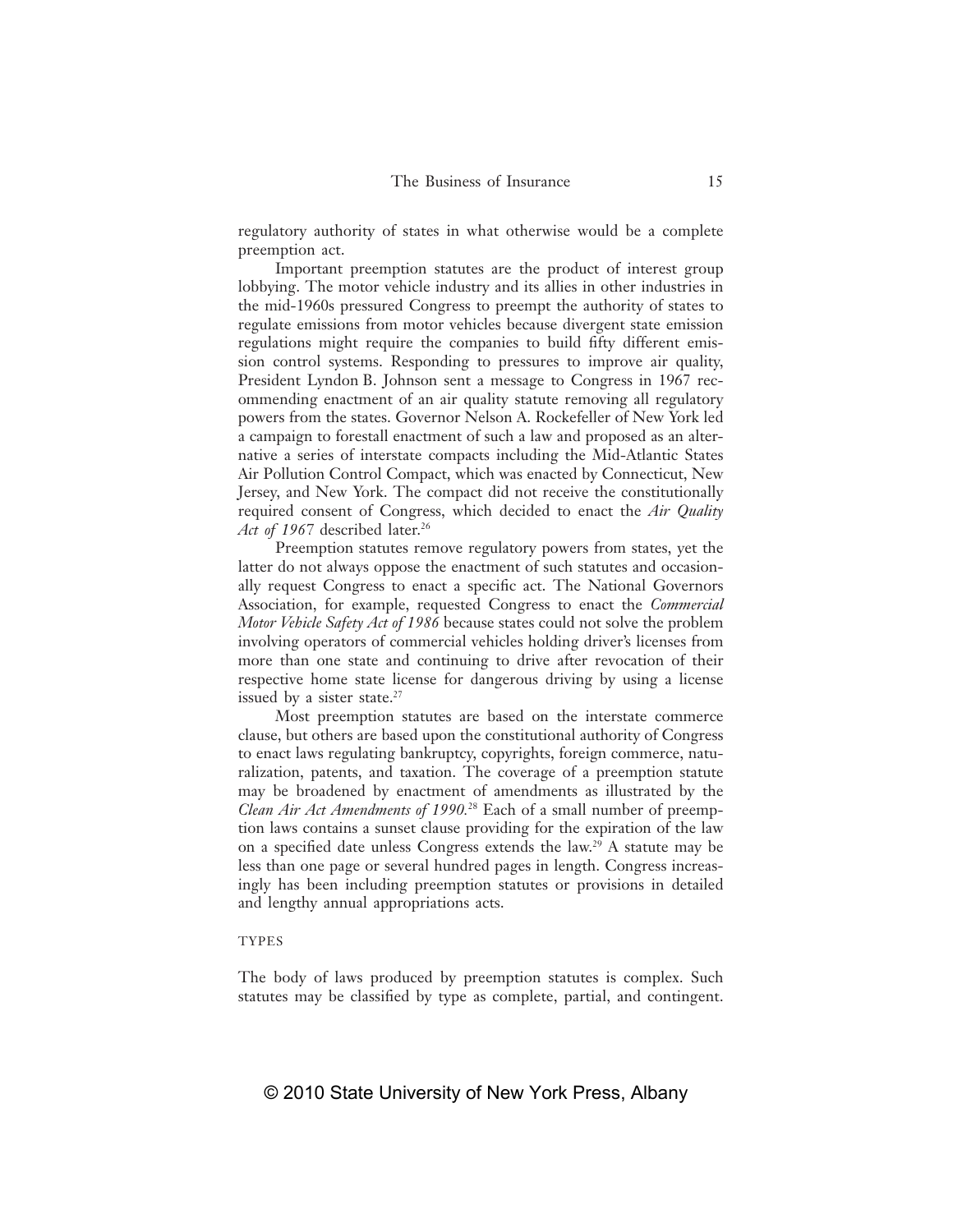regulatory authority of states in what otherwise would be a complete preemption act.

Important preemption statutes are the product of interest group lobbying. The motor vehicle industry and its allies in other industries in the mid-1960s pressured Congress to preempt the authority of states to regulate emissions from motor vehicles because divergent state emission regulations might require the companies to build fifty different emission control systems. Responding to pressures to improve air quality, President Lyndon B. Johnson sent a message to Congress in 1967 recommending enactment of an air quality statute removing all regulatory powers from the states. Governor Nelson A. Rockefeller of New York led a campaign to forestall enactment of such a law and proposed as an alternative a series of interstate compacts including the Mid-Atlantic States Air Pollution Control Compact, which was enacted by Connecticut, New Jersey, and New York. The compact did not receive the constitutionally required consent of Congress, which decided to enact the *Air Quality Act of 1967* described later.[26]

Preemption statutes remove regulatory powers from states, yet the latter do not always oppose the enactment of such statutes and occasionally request Congress to enact a specific act. The National Governors Association, for example, requested Congress to enact the *Commercial Motor Vehicle Safety Act of 1986* because states could not solve the problem involving operators of commercial vehicles holding driver's licenses from more than one state and continuing to drive after revocation of their respective home state license for dangerous driving by using a license issued by a sister state.[27]

Most preemption statutes are based on the interstate commerce clause, but others are based upon the constitutional authority of Congress to enact laws regulating bankruptcy, copyrights, foreign commerce, naturalization, patents, and taxation. The coverage of a preemption statute may be broadened by enactment of amendments as illustrated by the *Clean Air Act Amendments of 1990*.[28] Each of a small number of preemption laws contains a sunset clause providing for the expiration of the law on a specified date unless Congress extends the law.[29] A statute may be less than one page or several hundred pages in length. Congress increasingly has been including preemption statutes or provisions in detailed and lengthy annual appropriations acts.

### TYPES

The body of laws produced by preemption statutes is complex. Such statutes may be classified by type as complete, partial, and contingent.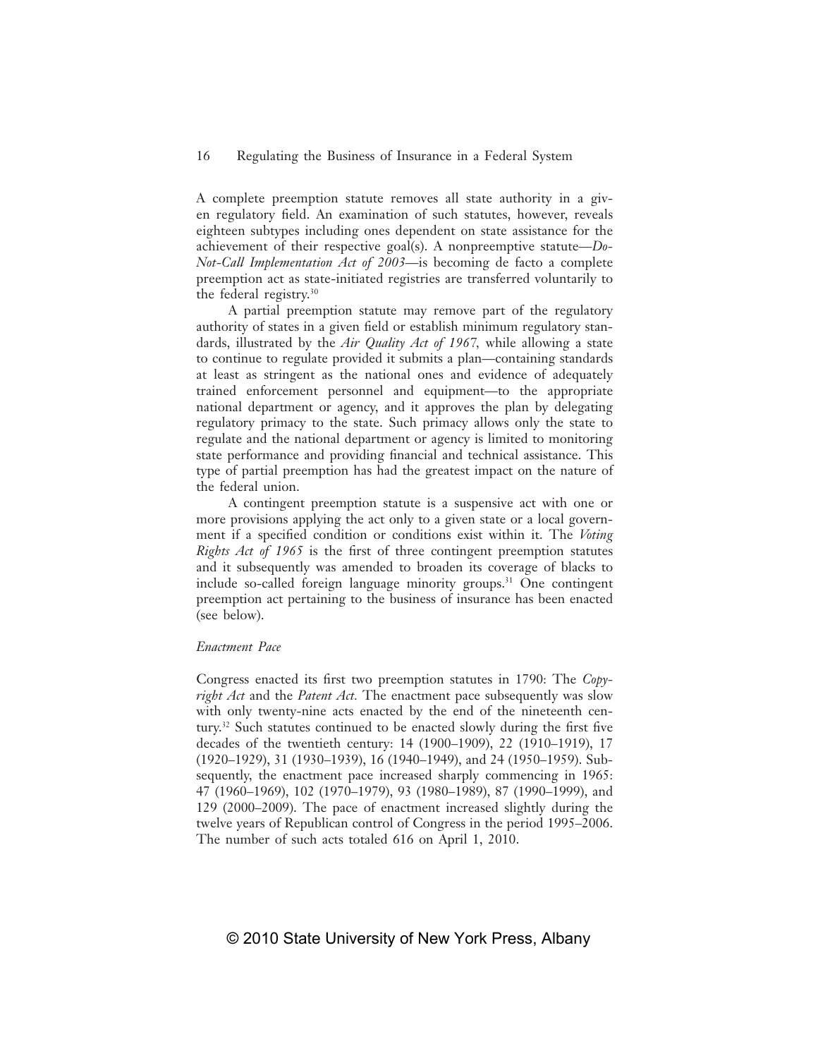A complete preemption statute removes all state authority in a given regulatory field. An examination of such statutes, however, reveals eighteen subtypes including ones dependent on state assistance for the achievement of their respective goal(s). A nonpreemptive statute—*Do-Not-Call Implementation Act of 2003*—is becoming de facto a complete preemption act as state-initiated registries are transferred voluntarily to the federal registry.[30]

A partial preemption statute may remove part of the regulatory authority of states in a given field or establish minimum regulatory standards, illustrated by the *Air Quality Act of 1967*, while allowing a state to continue to regulate provided it submits a plan—containing standards at least as stringent as the national ones and evidence of adequately trained enforcement personnel and equipment—to the appropriate national department or agency, and it approves the plan by delegating regulatory primacy to the state. Such primacy allows only the state to regulate and the national department or agency is limited to monitoring state performance and providing financial and technical assistance. This type of partial preemption has had the greatest impact on the nature of the federal union.

A contingent preemption statute is a suspensive act with one or more provisions applying the act only to a given state or a local government if a specified condition or conditions exist within it. The *Voting Rights Act of 1965* is the first of three contingent preemption statutes and it subsequently was amended to broaden its coverage of blacks to include so-called foreign language minority groups.[31] One contingent preemption act pertaining to the business of insurance has been enacted (see below).

*Enactment Pace*

Congress enacted its first two preemption statutes in 1790: The *Copyright Act* and the *Patent Act*. The enactment pace subsequently was slow with only twenty-nine acts enacted by the end of the nineteenth century.[32] Such statutes continued to be enacted slowly during the first five decades of the twentieth century: 14 (1900–1909), 22 (1910–1919), 17 (1920–1929), 31 (1930–1939), 16 (1940–1949), and 24 (1950–1959). Subsequently, the enactment pace increased sharply commencing in 1965: 47 (1960–1969), 102 (1970–1979), 93 (1980–1989), 87 (1990–1999), and 129 (2000–2009). The pace of enactment increased slightly during the twelve years of Republican control of Congress in the period 1995–2006. The number of such acts totaled 616 on April 1, 2010.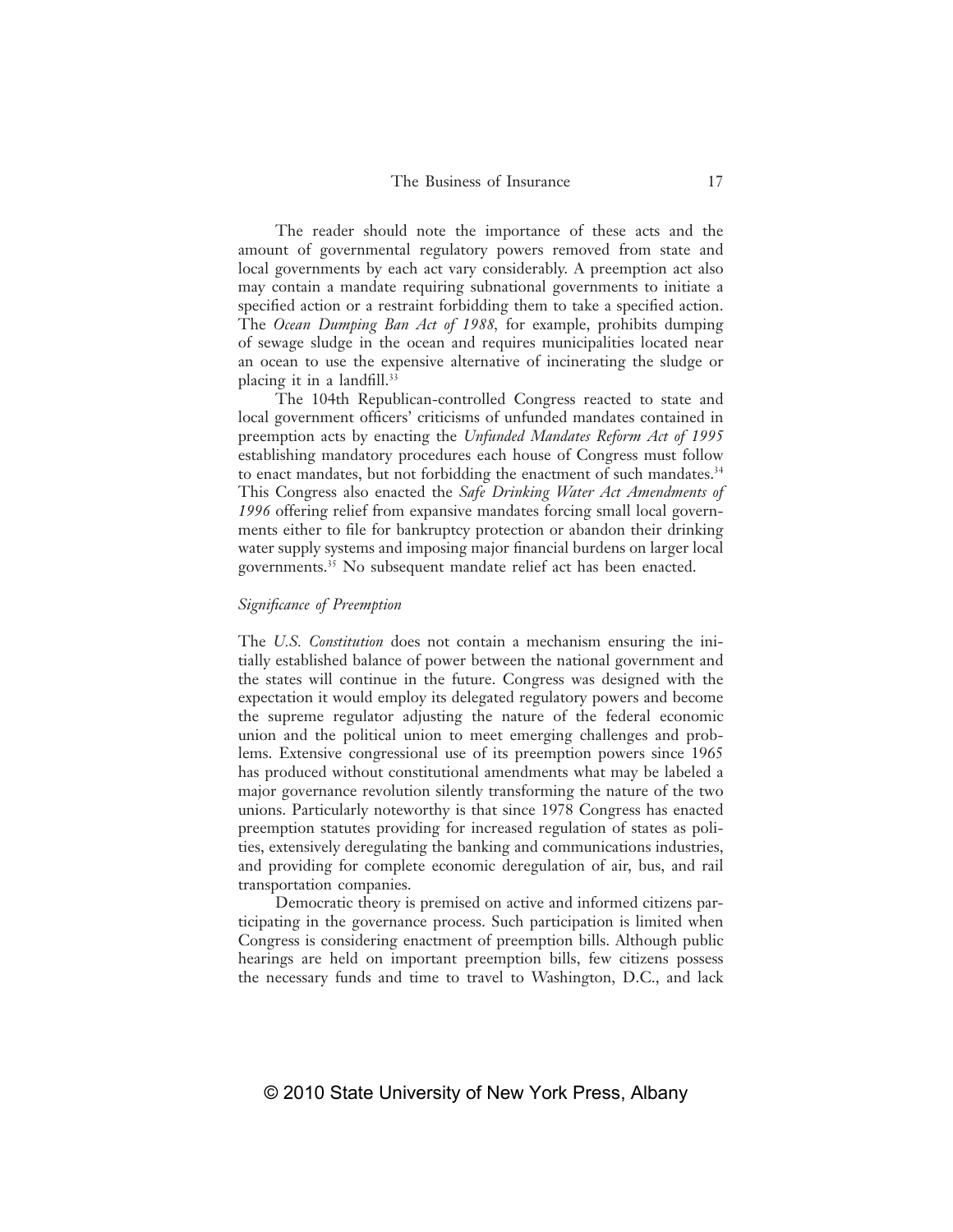The reader should note the importance of these acts and the amount of governmental regulatory powers removed from state and local governments by each act vary considerably. A preemption act also may contain a mandate requiring subnational governments to initiate a specified action or a restraint forbidding them to take a specified action. The *Ocean Dumping Ban Act of 1988*, for example, prohibits dumping of sewage sludge in the ocean and requires municipalities located near an ocean to use the expensive alternative of incinerating the sludge or placing it in a landfill.[33]

The 104th Republican-controlled Congress reacted to state and local government officers' criticisms of unfunded mandates contained in preemption acts by enacting the *Unfunded Mandates Reform Act of 1995* establishing mandatory procedures each house of Congress must follow to enact mandates, but not forbidding the enactment of such mandates.[34] This Congress also enacted the *Safe Drinking Water Act Amendments of 1996* offering relief from expansive mandates forcing small local governments either to file for bankruptcy protection or abandon their drinking water supply systems and imposing major financial burdens on larger local governments.[35] No subsequent mandate relief act has been enacted.

### *Significance of Preemption*

The *U.S. Constitution* does not contain a mechanism ensuring the initially established balance of power between the national government and the states will continue in the future. Congress was designed with the expectation it would employ its delegated regulatory powers and become the supreme regulator adjusting the nature of the federal economic union and the political union to meet emerging challenges and problems. Extensive congressional use of its preemption powers since 1965 has produced without constitutional amendments what may be labeled a major governance revolution silently transforming the nature of the two unions. Particularly noteworthy is that since 1978 Congress has enacted preemption statutes providing for increased regulation of states as polities, extensively deregulating the banking and communications industries, and providing for complete economic deregulation of air, bus, and rail transportation companies.

Democratic theory is premised on active and informed citizens participating in the governance process. Such participation is limited when Congress is considering enactment of preemption bills. Although public hearings are held on important preemption bills, few citizens possess the necessary funds and time to travel to Washington, D.C., and lack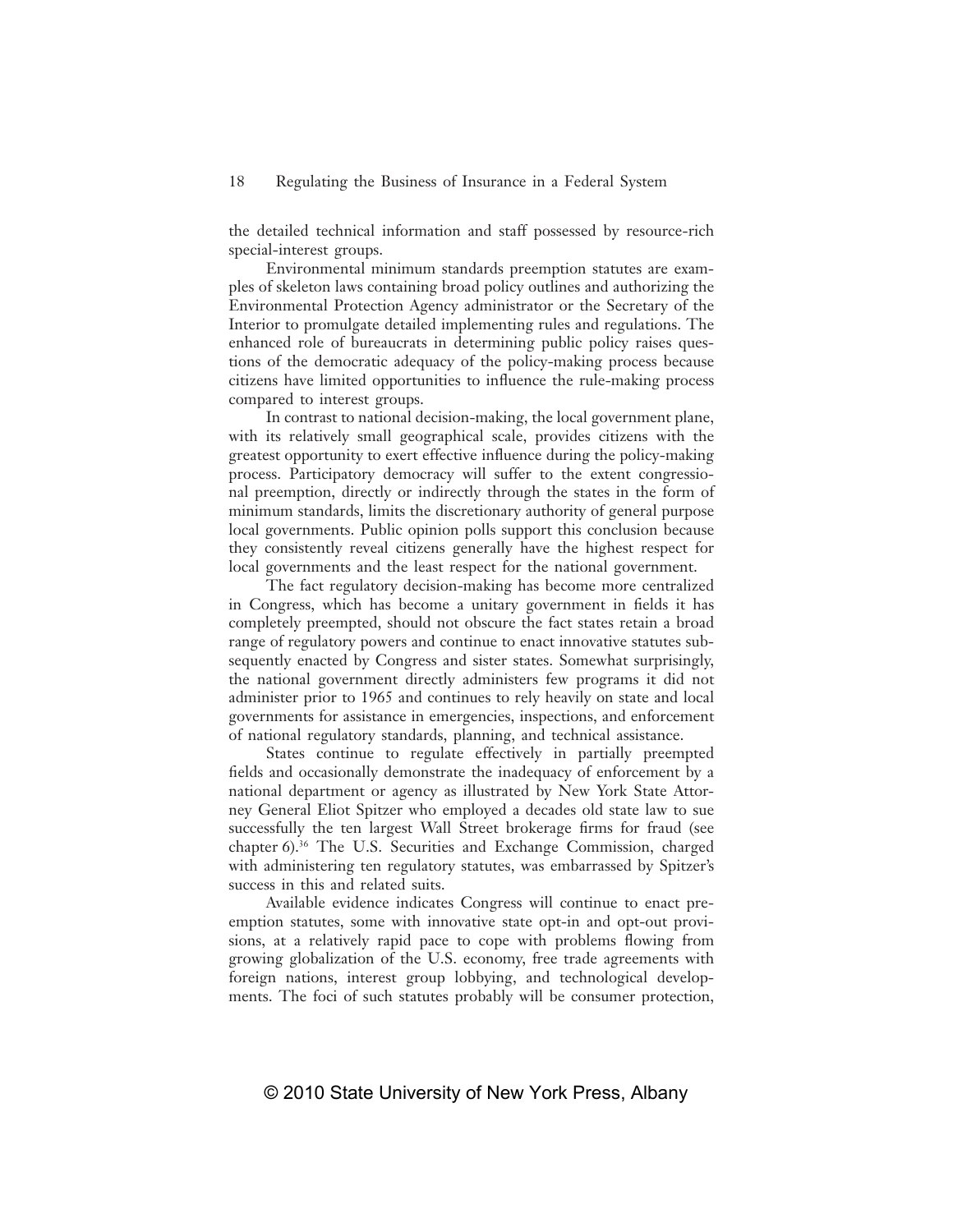the detailed technical information and staff possessed by resource-rich special-interest groups.

Environmental minimum standards preemption statutes are examples of skeleton laws containing broad policy outlines and authorizing the Environmental Protection Agency administrator or the Secretary of the Interior to promulgate detailed implementing rules and regulations. The enhanced role of bureaucrats in determining public policy raises questions of the democratic adequacy of the policy-making process because citizens have limited opportunities to influence the rule-making process compared to interest groups.

In contrast to national decision-making, the local government plane, with its relatively small geographical scale, provides citizens with the greatest opportunity to exert effective influence during the policy-making process. Participatory democracy will suffer to the extent congressional preemption, directly or indirectly through the states in the form of minimum standards, limits the discretionary authority of general purpose local governments. Public opinion polls support this conclusion because they consistently reveal citizens generally have the highest respect for local governments and the least respect for the national government.

The fact regulatory decision-making has become more centralized in Congress, which has become a unitary government in fields it has completely preempted, should not obscure the fact states retain a broad range of regulatory powers and continue to enact innovative statutes subsequently enacted by Congress and sister states. Somewhat surprisingly, the national government directly administers few programs it did not administer prior to 1965 and continues to rely heavily on state and local governments for assistance in emergencies, inspections, and enforcement of national regulatory standards, planning, and technical assistance.

States continue to regulate effectively in partially preempted fields and occasionally demonstrate the inadequacy of enforcement by a national department or agency as illustrated by New York State Attorney General Eliot Spitzer who employed a decades old state law to sue successfully the ten largest Wall Street brokerage firms for fraud (see chapter 6).[36] The U.S. Securities and Exchange Commission, charged with administering ten regulatory statutes, was embarrassed by Spitzer's success in this and related suits.

Available evidence indicates Congress will continue to enact preemption statutes, some with innovative state opt-in and opt-out provisions, at a relatively rapid pace to cope with problems flowing from growing globalization of the U.S. economy, free trade agreements with foreign nations, interest group lobbying, and technological developments. The foci of such statutes probably will be consumer protection,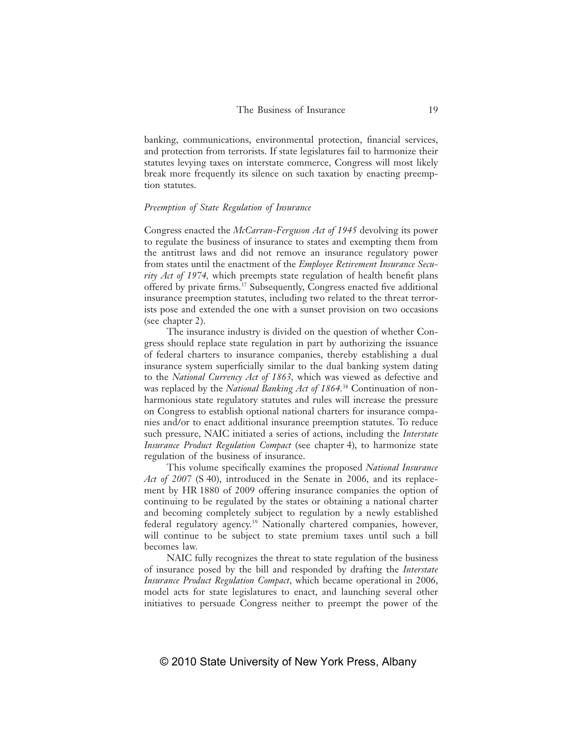banking, communications, environmental protection, financial services, and protection from terrorists. If state legislatures fail to harmonize their statutes levying taxes on interstate commerce, Congress will most likely break more frequently its silence on such taxation by enacting preemption statutes.

### *Preemption of State Regulation of Insurance*

Congress enacted the *McCarran-Ferguson Act of 1945* devolving its power to regulate the business of insurance to states and exempting them from the antitrust laws and did not remove an insurance regulatory power from states until the enactment of the *Employee Retirement Insurance Security Act of 1974*, which preempts state regulation of health benefit plans offered by private firms.[37] Subsequently, Congress enacted five additional insurance preemption statutes, including two related to the threat terrorists pose and extended the one with a sunset provision on two occasions (see chapter 2).

The insurance industry is divided on the question of whether Congress should replace state regulation in part by authorizing the issuance of federal charters to insurance companies, thereby establishing a dual insurance system superficially similar to the dual banking system dating to the *National Currency Act of 1863*, which was viewed as defective and was replaced by the *National Banking Act of 1864*.[38] Continuation of nonharmonious state regulatory statutes and rules will increase the pressure on Congress to establish optional national charters for insurance companies and/or to enact additional insurance preemption statutes. To reduce such pressure, NAIC initiated a series of actions, including the *Interstate Insurance Product Regulation Compact* (see chapter 4), to harmonize state regulation of the business of insurance.

This volume specifically examines the proposed *National Insurance Act of 2007* (S 40), introduced in the Senate in 2006, and its replacement by HR 1880 of 2009 offering insurance companies the option of continuing to be regulated by the states or obtaining a national charter and becoming completely subject to regulation by a newly established federal regulatory agency.[39] Nationally chartered companies, however, will continue to be subject to state premium taxes until such a bill becomes law.

NAIC fully recognizes the threat to state regulation of the business of insurance posed by the bill and responded by drafting the *Interstate Insurance Product Regulation Compact*, which became operational in 2006, model acts for state legislatures to enact, and launching several other initiatives to persuade Congress neither to preempt the power of the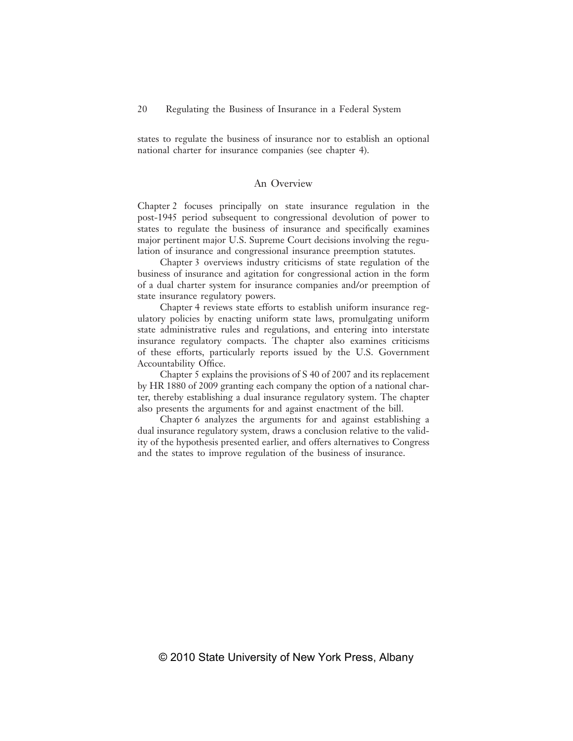states to regulate the business of insurance nor to establish an optional national charter for insurance companies (see chapter 4).

## An Overview

Chapter 2 focuses principally on state insurance regulation in the post-1945 period subsequent to congressional devolution of power to states to regulate the business of insurance and specifically examines major pertinent major U.S. Supreme Court decisions involving the regulation of insurance and congressional insurance preemption statutes.

Chapter 3 overviews industry criticisms of state regulation of the business of insurance and agitation for congressional action in the form of a dual charter system for insurance companies and/or preemption of state insurance regulatory powers.

Chapter 4 reviews state efforts to establish uniform insurance regulatory policies by enacting uniform state laws, promulgating uniform state administrative rules and regulations, and entering into interstate insurance regulatory compacts. The chapter also examines criticisms of these efforts, particularly reports issued by the U.S. Government Accountability Office.

Chapter 5 explains the provisions of S 40 of 2007 and its replacement by HR 1880 of 2009 granting each company the option of a national charter, thereby establishing a dual insurance regulatory system. The chapter also presents the arguments for and against enactment of the bill.

Chapter 6 analyzes the arguments for and against establishing a dual insurance regulatory system, draws a conclusion relative to the validity of the hypothesis presented earlier, and offers alternatives to Congress and the states to improve regulation of the business of insurance.

© 2010 State University of New York Press, Albany